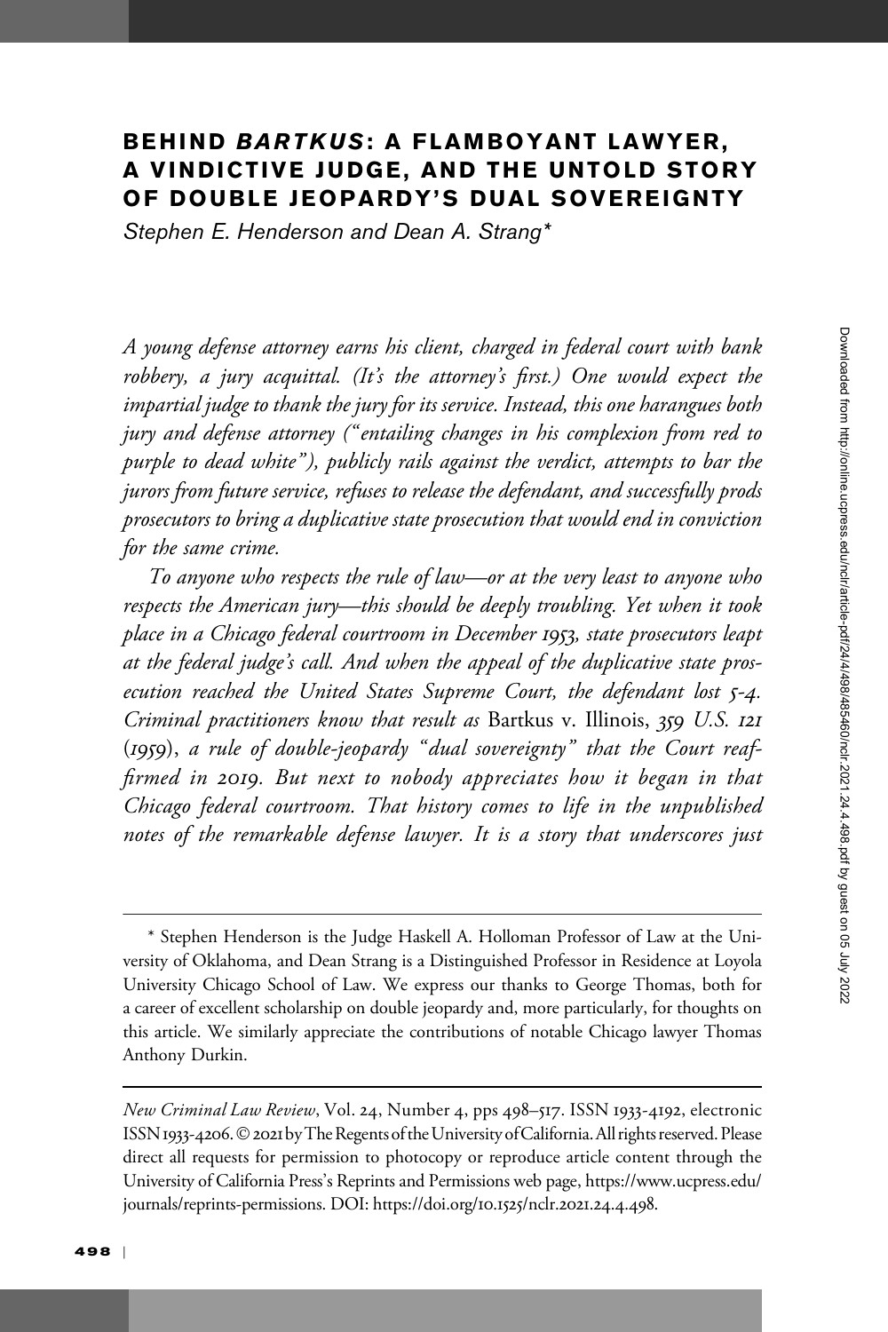# BEHIND *BARTKUS*: A FLAMBOYANT LAWYER, A VINDICTIVE JUDGE, AND THE UNTOLD STORY OF DOUBLE JEOPARDY'S DUAL SOVEREIGNTY

*Stephen E. Henderson and Dean A. Strang\**

*A young defense attorney earns his client, charged in federal court with bank robbery, a jury acquittal. (It's the attorney's first.) One would expect the impartial judge to thank the jury for its service. Instead, this one harangues both jury and defense attorney ("entailing changes in his complexion from red to purple to dead white"), publicly rails against the verdict, attempts to bar the jurors from future service, refuses to release the defendant, and successfully prods prosecutors to bring a duplicative state prosecution that would end in conviction for the same crime.*

*To anyone who respects the rule of law—or at the very least to anyone who respects the American jury—this should be deeply troubling. Yet when it took place in a Chicago federal courtroom in December 1953, state prosecutors leapt at the federal judge's call. And when the appeal of the duplicative state prosecution reached the United States Supreme Court, the defendant lost 5-4. Criminal practitioners know that result as* Bartkus v. Illinois, *359 U.S. 121 (1959), a rule of double-jeopardy "dual sovereignty" that the Court reaffirmed in 2019. But next to nobody appreciates how it began in that Chicago federal courtroom. That history comes to life in the unpublished notes of the remarkable defense lawyer. It is a story that underscores just*

---

\* Stephen Henderson is the Judge Haskell A. Holloman Professor of Law at the University of Oklahoma, and Dean Strang is a Distinguished Professor in Residence at Loyola University Chicago School of Law. We express our thanks to George Thomas, both for a career of excellent scholarship on double jeopardy and, more particularly, for thoughts on this article. We similarly appreciate the contributions of notable Chicago lawyer Thomas Anthony Durkin.

*New Criminal Law Review*, Vol. 24, Number 4, pps 498–517. ISSN 1933-4192, electronic ISSN 1933-4206. © 2021 by The Regents of the University of California. All rights reserved. Please direct all requests for permission to photocopy or reproduce article content through the University of California Press's Reprints and Permissions web page, https://www.ucpress.edu/journals/reprints-permissions. DOI: https://doi.org/10.1525/nclr.2021.24.4.498.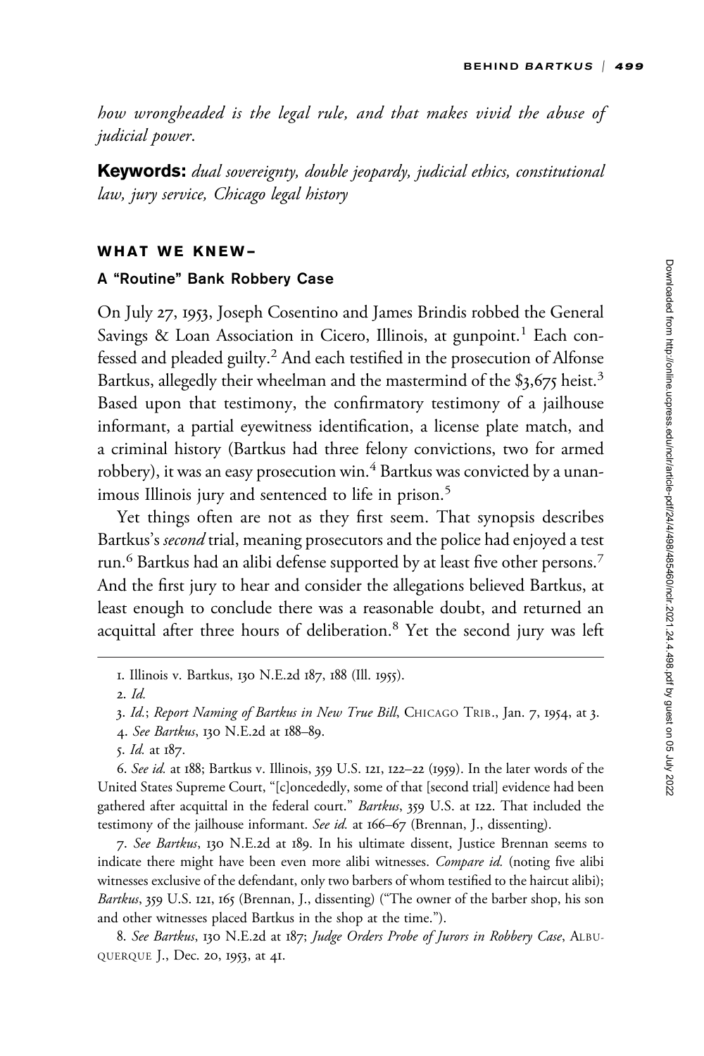*how wrongheaded is the legal rule, and that makes vivid the abuse of judicial power.*

**Keywords:** *dual sovereignty, double jeopardy, judicial ethics, constitutional law, jury service, Chicago legal history*

## WHAT WE KNEW–

### A "Routine" Bank Robbery Case

On July 27, 1953, Joseph Cosentino and James Brindis robbed the General Savings & Loan Association in Cicero, Illinois, at gunpoint.[1] Each confessed and pleaded guilty.[2] And each testified in the prosecution of Alfonse Bartkus, allegedly their wheelman and the mastermind of the $3,675 heist.[3] Based upon that testimony, the confirmatory testimony of a jailhouse informant, a partial eyewitness identification, a license plate match, and a criminal history (Bartkus had three felony convictions, two for armed robbery), it was an easy prosecution win.[4] Bartkus was convicted by a unanimous Illinois jury and sentenced to life in prison.[5]

Yet things often are not as they first seem. That synopsis describes Bartkus's *second* trial, meaning prosecutors and the police had enjoyed a test run.[6] Bartkus had an alibi defense supported by at least five other persons.[7] And the first jury to hear and consider the allegations believed Bartkus, at least enough to conclude there was a reasonable doubt, and returned an acquittal after three hours of deliberation.[8] Yet the second jury was left

---

1. Illinois v. Bartkus, 130 N.E.2d 187, 188 (Ill. 1955).

2. *Id.*

3. *Id.*; *Report Naming of Bartkus in New True Bill*, CHICAGO TRIB., Jan. 7, 1954, at 3.

4. *See Bartkus*, 130 N.E.2d at 188–89.

5. *Id.* at 187.

6. *See id.* at 188; Bartkus v. Illinois, 359 U.S. 121, 122–22 (1959). In the later words of the United States Supreme Court, "[c]oncededly, some of that [second trial] evidence had been gathered after acquittal in the federal court." *Bartkus*, 359 U.S. at 122. That included the testimony of the jailhouse informant. *See id.* at 166–67 (Brennan, J., dissenting).

7. *See Bartkus*, 130 N.E.2d at 189. In his ultimate dissent, Justice Brennan seems to indicate there might have been even more alibi witnesses. *Compare id.* (noting five alibi witnesses exclusive of the defendant, only two barbers of whom testified to the haircut alibi); *Bartkus*, 359 U.S. 121, 165 (Brennan, J., dissenting) ("The owner of the barber shop, his son and other witnesses placed Bartkus in the shop at the time.").

8. *See Bartkus*, 130 N.E.2d at 187; *Judge Orders Probe of Jurors in Robbery Case*, ALBUQUERQUE J., Dec. 20, 1953, at 41.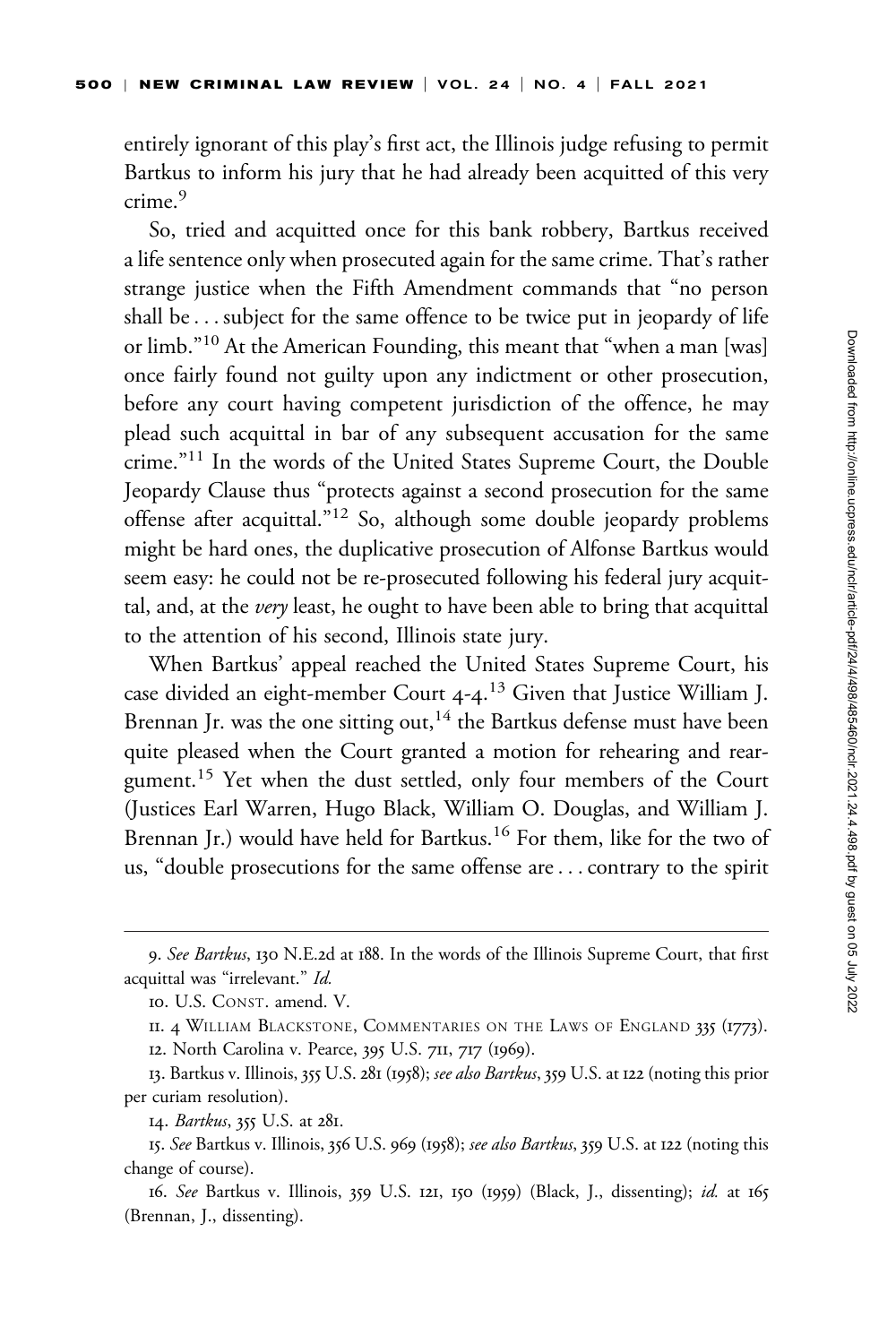entirely ignorant of this play's first act, the Illinois judge refusing to permit Bartkus to inform his jury that he had already been acquitted of this very crime.[9]

So, tried and acquitted once for this bank robbery, Bartkus received a life sentence only when prosecuted again for the same crime. That's rather strange justice when the Fifth Amendment commands that "no person shall be . . . subject for the same offence to be twice put in jeopardy of life or limb."[10] At the American Founding, this meant that "when a man [was] once fairly found not guilty upon any indictment or other prosecution, before any court having competent jurisdiction of the offence, he may plead such acquittal in bar of any subsequent accusation for the same crime."[11] In the words of the United States Supreme Court, the Double Jeopardy Clause thus "protects against a second prosecution for the same offense after acquittal."[12] So, although some double jeopardy problems might be hard ones, the duplicative prosecution of Alfonse Bartkus would seem easy: he could not be re-prosecuted following his federal jury acquittal, and, at the *very* least, he ought to have been able to bring that acquittal to the attention of his second, Illinois state jury.

When Bartkus' appeal reached the United States Supreme Court, his case divided an eight-member Court 4-4.[13] Given that Justice William J. Brennan Jr. was the one sitting out,[14] the Bartkus defense must have been quite pleased when the Court granted a motion for rehearing and reargument.[15] Yet when the dust settled, only four members of the Court (Justices Earl Warren, Hugo Black, William O. Douglas, and William J. Brennan Jr.) would have held for Bartkus.[16] For them, like for the two of us, "double prosecutions for the same offense are . . . contrary to the spirit

---

9. *See Bartkus*, 130 N.E.2d at 188. In the words of the Illinois Supreme Court, that first acquittal was "irrelevant." *Id.*

10. U.S. CONST. amend. V.

11. 4 WILLIAM BLACKSTONE, COMMENTARIES ON THE LAWS OF ENGLAND 335 (1773).

12. North Carolina v. Pearce, 395 U.S. 711, 717 (1969).

13. Bartkus v. Illinois, 355 U.S. 281 (1958); *see also Bartkus*, 359 U.S. at 122 (noting this prior per curiam resolution).

14. *Bartkus*, 355 U.S. at 281.

15. *See* Bartkus v. Illinois, 356 U.S. 969 (1958); *see also Bartkus*, 359 U.S. at 122 (noting this change of course).

16. *See* Bartkus v. Illinois, 359 U.S. 121, 150 (1959) (Black, J., dissenting); *id.* at 165 (Brennan, J., dissenting).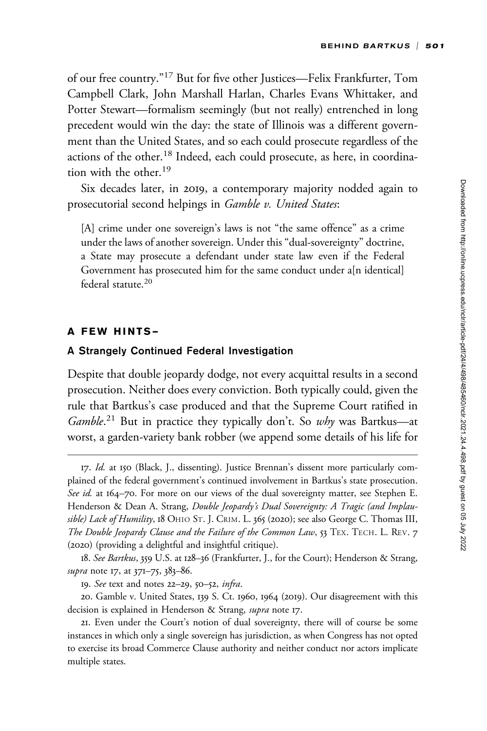of our free country."[17] But for five other Justices—Felix Frankfurter, Tom Campbell Clark, John Marshall Harlan, Charles Evans Whittaker, and Potter Stewart—formalism seemingly (but not really) entrenched in long precedent would win the day: the state of Illinois was a different government than the United States, and so each could prosecute regardless of the actions of the other.[18] Indeed, each could prosecute, as here, in coordination with the other.[19]

Six decades later, in 2019, a contemporary majority nodded again to prosecutorial second helpings in *Gamble v. United States*:

> [A] crime under one sovereign's laws is not "the same offence" as a crime under the laws of another sovereign. Under this "dual-sovereignty" doctrine, a State may prosecute a defendant under state law even if the Federal Government has prosecuted him for the same conduct under a[n identical] federal statute.[20]

## A FEW HINTS–

### A Strangely Continued Federal Investigation

Despite that double jeopardy dodge, not every acquittal results in a second prosecution. Neither does every conviction. Both typically could, given the rule that Bartkus's case produced and that the Supreme Court ratified in *Gamble*.[21] But in practice they typically don't. So *why* was Bartkus—at worst, a garden-variety bank robber (we append some details of his life for

---

17. *Id.* at 150 (Black, J., dissenting). Justice Brennan's dissent more particularly complained of the federal government's continued involvement in Bartkus's state prosecution. *See id.* at 164–70. For more on our views of the dual sovereignty matter, see Stephen E. Henderson & Dean A. Strang, *Double Jeopardy's Dual Sovereignty: A Tragic (and Implausible) Lack of Humility*, 18 OHIO ST. J. CRIM. L. 365 (2020); see also George C. Thomas III, *The Double Jeopardy Clause and the Failure of the Common Law*, 53 TEX. TECH. L. REV. 7 (2020) (providing a delightful and insightful critique).

18. *See Bartkus*, 359 U.S. at 128–36 (Frankfurter, J., for the Court); Henderson & Strang, *supra* note 17, at 371–75, 383–86.

19. *See* text and notes 22–29, 50–52, *infra*.

20. Gamble v. United States, 139 S. Ct. 1960, 1964 (2019). Our disagreement with this decision is explained in Henderson & Strang, *supra* note 17.

21. Even under the Court's notion of dual sovereignty, there will of course be some instances in which only a single sovereign has jurisdiction, as when Congress has not opted to exercise its broad Commerce Clause authority and neither conduct nor actors implicate multiple states.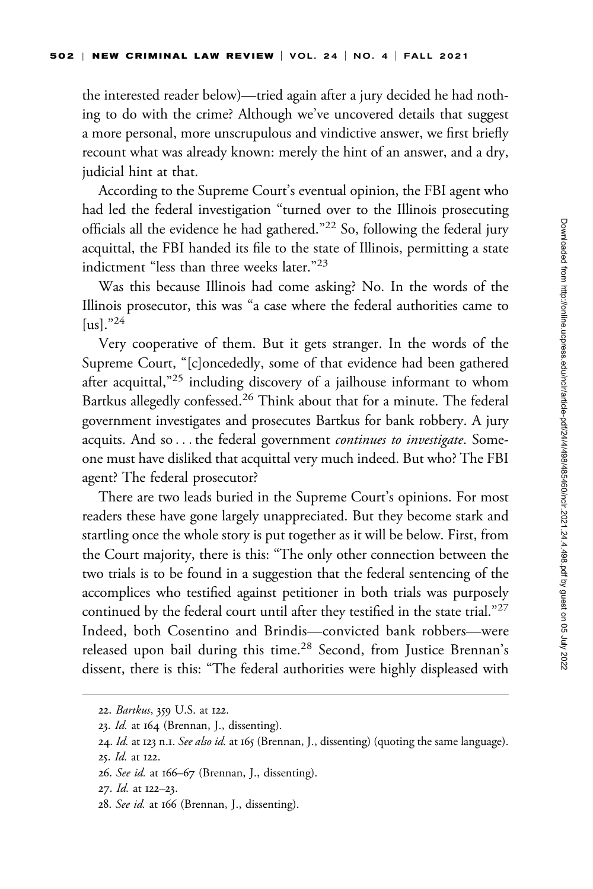the interested reader below)—tried again after a jury decided he had nothing to do with the crime? Although we've uncovered details that suggest a more personal, more unscrupulous and vindictive answer, we first briefly recount what was already known: merely the hint of an answer, and a dry, judicial hint at that.

According to the Supreme Court's eventual opinion, the FBI agent who had led the federal investigation "turned over to the Illinois prosecuting officials all the evidence he had gathered."[22] So, following the federal jury acquittal, the FBI handed its file to the state of Illinois, permitting a state indictment "less than three weeks later."[23]

Was this because Illinois had come asking? No. In the words of the Illinois prosecutor, this was "a case where the federal authorities came to [us]."[24]

Very cooperative of them. But it gets stranger. In the words of the Supreme Court, "[c]oncededly, some of that evidence had been gathered after acquittal,"[25] including discovery of a jailhouse informant to whom Bartkus allegedly confessed.[26] Think about that for a minute. The federal government investigates and prosecutes Bartkus for bank robbery. A jury acquits. And so . . . the federal government *continues to investigate*. Someone must have disliked that acquittal very much indeed. But who? The FBI agent? The federal prosecutor?

There are two leads buried in the Supreme Court's opinions. For most readers these have gone largely unappreciated. But they become stark and startling once the whole story is put together as it will be below. First, from the Court majority, there is this: "The only other connection between the two trials is to be found in a suggestion that the federal sentencing of the accomplices who testified against petitioner in both trials was purposely continued by the federal court until after they testified in the state trial."[27] Indeed, both Cosentino and Brindis—convicted bank robbers—were released upon bail during this time.[28] Second, from Justice Brennan's dissent, there is this: "The federal authorities were highly displeased with

---

22. *Bartkus*, 359 U.S. at 122.

23. *Id.* at 164 (Brennan, J., dissenting).

24. *Id.* at 123 n.1. *See also id.* at 165 (Brennan, J., dissenting) (quoting the same language).

25. *Id.* at 122.

26. *See id.* at 166–67 (Brennan, J., dissenting).

27. *Id.* at 122–23.

28. *See id.* at 166 (Brennan, J., dissenting).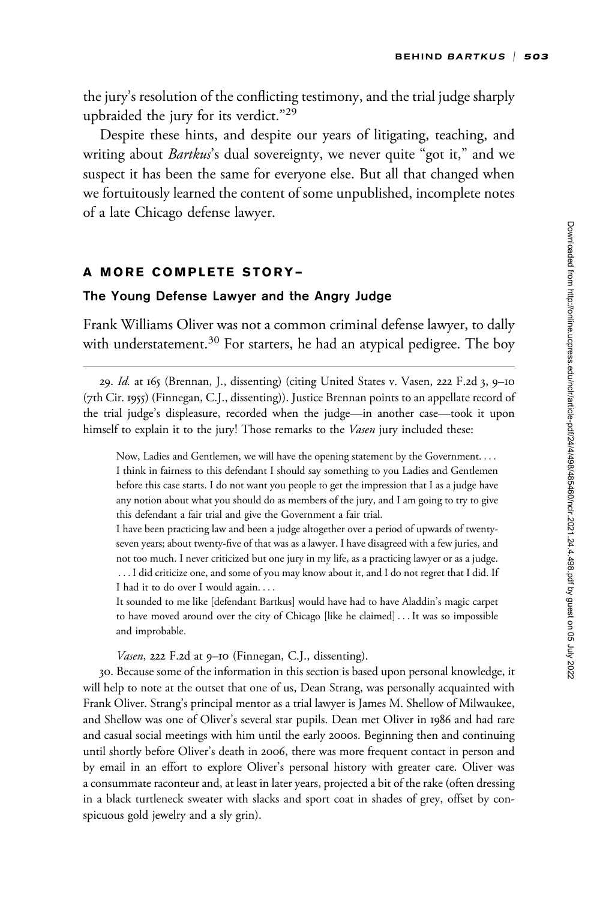the jury's resolution of the conflicting testimony, and the trial judge sharply upbraided the jury for its verdict."[29]

Despite these hints, and despite our years of litigating, teaching, and writing about *Bartkus*'s dual sovereignty, we never quite "got it," and we suspect it has been the same for everyone else. But all that changed when we fortuitously learned the content of some unpublished, incomplete notes of a late Chicago defense lawyer.

## A MORE COMPLETE STORY–

### The Young Defense Lawyer and the Angry Judge

Frank Williams Oliver was not a common criminal defense lawyer, to dally with understatement.[30] For starters, he had an atypical pedigree. The boy

---

29. *Id.* at 165 (Brennan, J., dissenting) (citing United States v. Vasen, 222 F.2d 3, 9–10 (7th Cir. 1955) (Finnegan, C.J., dissenting)). Justice Brennan points to an appellate record of the trial judge's displeasure, recorded when the judge—in another case—took it upon himself to explain it to the jury! Those remarks to the *Vasen* jury included these:

> Now, Ladies and Gentlemen, we will have the opening statement by the Government. . . . I think in fairness to this defendant I should say something to you Ladies and Gentlemen before this case starts. I do not want you people to get the impression that I as a judge have any notion about what you should do as members of the jury, and I am going to try to give this defendant a fair trial and give the Government a fair trial.
>
> I have been practicing law and been a judge altogether over a period of upwards of twenty-seven years; about twenty-five of that was as a lawyer. I have disagreed with a few juries, and not too much. I never criticized but one jury in my life, as a practicing lawyer or as a judge. . . . I did criticize one, and some of you may know about it, and I do not regret that I did. If I had it to do over I would again. . . .
>
> It sounded to me like [defendant Bartkus] would have had to have Aladdin's magic carpet to have moved around over the city of Chicago [like he claimed] . . . It was so impossible and improbable.

*Vasen*, 222 F.2d at 9–10 (Finnegan, C.J., dissenting).

30. Because some of the information in this section is based upon personal knowledge, it will help to note at the outset that one of us, Dean Strang, was personally acquainted with Frank Oliver. Strang's principal mentor as a trial lawyer is James M. Shellow of Milwaukee, and Shellow was one of Oliver's several star pupils. Dean met Oliver in 1986 and had rare and casual social meetings with him until the early 2000s. Beginning then and continuing until shortly before Oliver's death in 2006, there was more frequent contact in person and by email in an effort to explore Oliver's personal history with greater care. Oliver was a consummate raconteur and, at least in later years, projected a bit of the rake (often dressing in a black turtleneck sweater with slacks and sport coat in shades of grey, offset by conspicuous gold jewelry and a sly grin).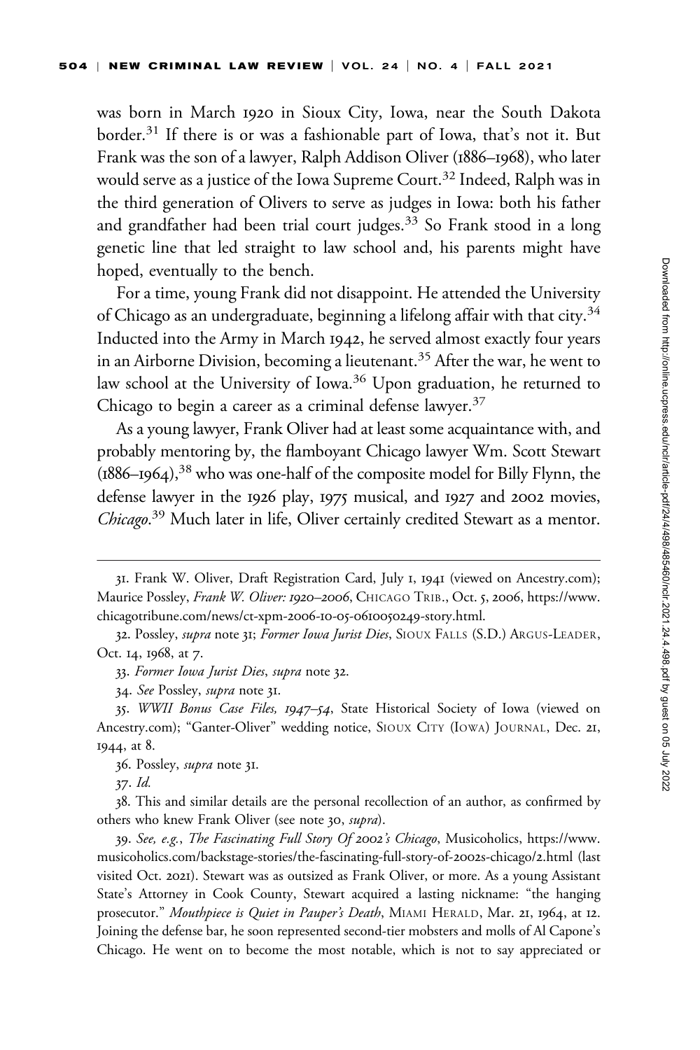was born in March 1920 in Sioux City, Iowa, near the South Dakota border.[31] If there is or was a fashionable part of Iowa, that's not it. But Frank was the son of a lawyer, Ralph Addison Oliver (1886–1968), who later would serve as a justice of the Iowa Supreme Court.[32] Indeed, Ralph was in the third generation of Olivers to serve as judges in Iowa: both his father and grandfather had been trial court judges.[33] So Frank stood in a long genetic line that led straight to law school and, his parents might have hoped, eventually to the bench.

For a time, young Frank did not disappoint. He attended the University of Chicago as an undergraduate, beginning a lifelong affair with that city.[34] Inducted into the Army in March 1942, he served almost exactly four years in an Airborne Division, becoming a lieutenant.[35] After the war, he went to law school at the University of Iowa.[36] Upon graduation, he returned to Chicago to begin a career as a criminal defense lawyer.[37]

As a young lawyer, Frank Oliver had at least some acquaintance with, and probably mentoring by, the flamboyant Chicago lawyer Wm. Scott Stewart (1886–1964),[38] who was one-half of the composite model for Billy Flynn, the defense lawyer in the 1926 play, 1975 musical, and 1927 and 2002 movies, *Chicago*.[39] Much later in life, Oliver certainly credited Stewart as a mentor.

---

31. Frank W. Oliver, Draft Registration Card, July 1, 1941 (viewed on Ancestry.com); Maurice Possley, *Frank W. Oliver: 1920–2006*, CHICAGO TRIB., Oct. 5, 2006, https://www.chicagotribune.com/news/ct-xpm-2006-10-05-0610050249-story.html.

32. Possley, *supra* note 31; *Former Iowa Jurist Dies*, SIOUX FALLS (S.D.) ARGUS-LEADER, Oct. 14, 1968, at 7.

33. *Former Iowa Jurist Dies*, *supra* note 32.

34. *See* Possley, *supra* note 31.

35. *WWII Bonus Case Files, 1947–54*, State Historical Society of Iowa (viewed on Ancestry.com); "Ganter-Oliver" wedding notice, SIOUX CITY (IOWA) JOURNAL, Dec. 21, 1944, at 8.

36. Possley, *supra* note 31.

37. *Id.*

38. This and similar details are the personal recollection of an author, as confirmed by others who knew Frank Oliver (see note 30, *supra*).

39. *See, e.g.*, *The Fascinating Full Story Of 2002's Chicago*, Musicoholics, https://www.musicoholics.com/backstage-stories/the-fascinating-full-story-of-2002s-chicago/2.html (last visited Oct. 2021). Stewart was as outsized as Frank Oliver, or more. As a young Assistant State's Attorney in Cook County, Stewart acquired a lasting nickname: "the hanging prosecutor." *Mouthpiece is Quiet in Pauper's Death*, MIAMI HERALD, Mar. 21, 1964, at 12. Joining the defense bar, he soon represented second-tier mobsters and molls of Al Capone's Chicago. He went on to become the most notable, which is not to say appreciated or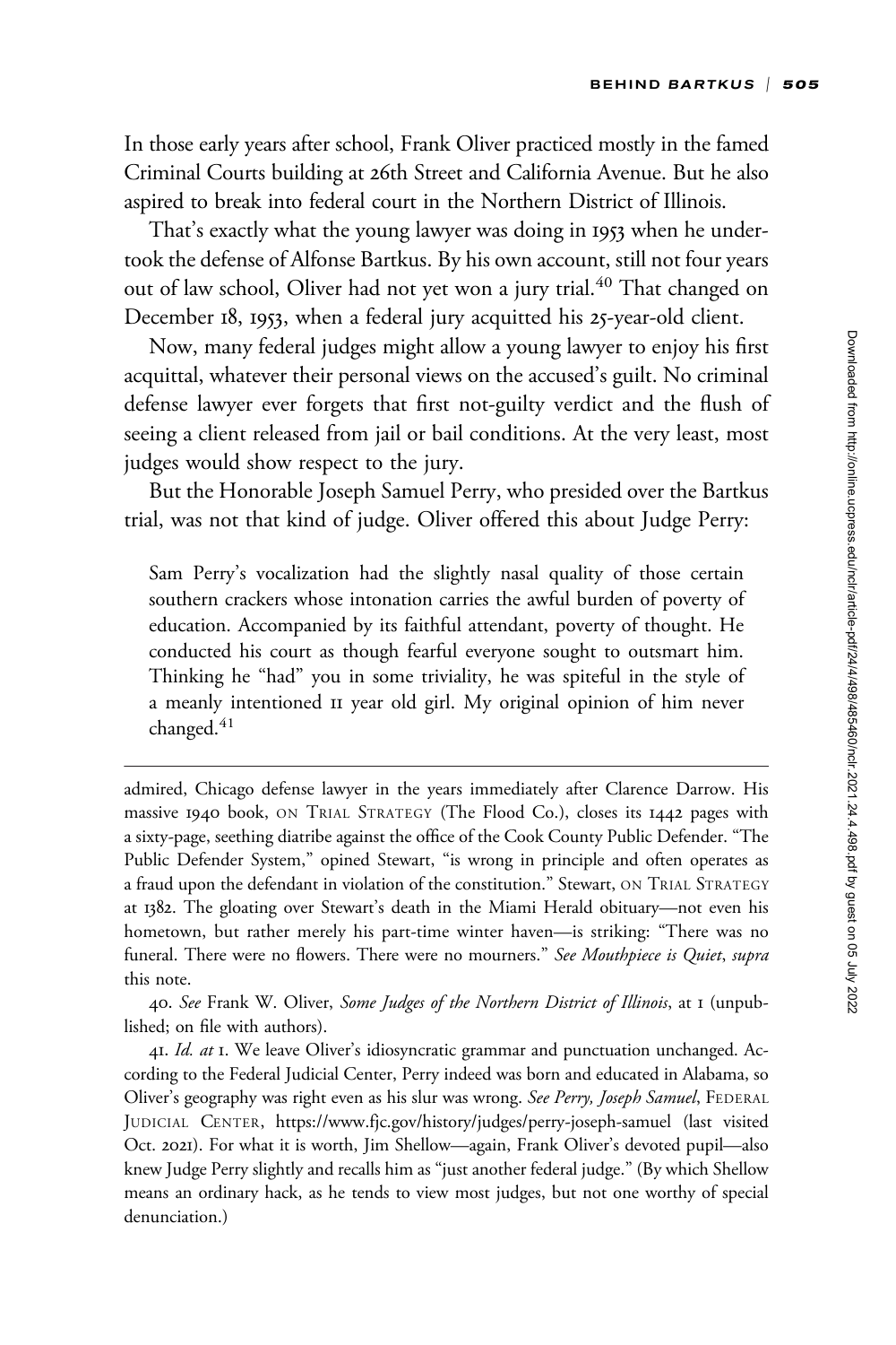In those early years after school, Frank Oliver practiced mostly in the famed Criminal Courts building at 26th Street and California Avenue. But he also aspired to break into federal court in the Northern District of Illinois.

That's exactly what the young lawyer was doing in 1953 when he undertook the defense of Alfonse Bartkus. By his own account, still not four years out of law school, Oliver had not yet won a jury trial.[40] That changed on December 18, 1953, when a federal jury acquitted his 25-year-old client.

Now, many federal judges might allow a young lawyer to enjoy his first acquittal, whatever their personal views on the accused's guilt. No criminal defense lawyer ever forgets that first not-guilty verdict and the flush of seeing a client released from jail or bail conditions. At the very least, most judges would show respect to the jury.

But the Honorable Joseph Samuel Perry, who presided over the Bartkus trial, was not that kind of judge. Oliver offered this about Judge Perry:

> Sam Perry's vocalization had the slightly nasal quality of those certain southern crackers whose intonation carries the awful burden of poverty of education. Accompanied by its faithful attendant, poverty of thought. He conducted his court as though fearful everyone sought to outsmart him. Thinking he "had" you in some triviality, he was spiteful in the style of a meanly intentioned 11 year old girl. My original opinion of him never changed.[41]

---

admired, Chicago defense lawyer in the years immediately after Clarence Darrow. His massive 1940 book, ON TRIAL STRATEGY (The Flood Co.), closes its 1442 pages with a sixty-page, seething diatribe against the office of the Cook County Public Defender. "The Public Defender System," opined Stewart, "is wrong in principle and often operates as a fraud upon the defendant in violation of the constitution." Stewart, ON TRIAL STRATEGY at 1382. The gloating over Stewart's death in the Miami Herald obituary—not even his hometown, but rather merely his part-time winter haven—is striking: "There was no funeral. There were no flowers. There were no mourners." *See Mouthpiece is Quiet*, *supra* this note.

40. *See* Frank W. Oliver, *Some Judges of the Northern District of Illinois*, at 1 (unpublished; on file with authors).

41. *Id. at* 1. We leave Oliver's idiosyncratic grammar and punctuation unchanged. According to the Federal Judicial Center, Perry indeed was born and educated in Alabama, so Oliver's geography was right even as his slur was wrong. *See Perry, Joseph Samuel*, FEDERAL JUDICIAL CENTER, https://www.fjc.gov/history/judges/perry-joseph-samuel (last visited Oct. 2021). For what it is worth, Jim Shellow—again, Frank Oliver's devoted pupil—also knew Judge Perry slightly and recalls him as "just another federal judge." (By which Shellow means an ordinary hack, as he tends to view most judges, but not one worthy of special denunciation.)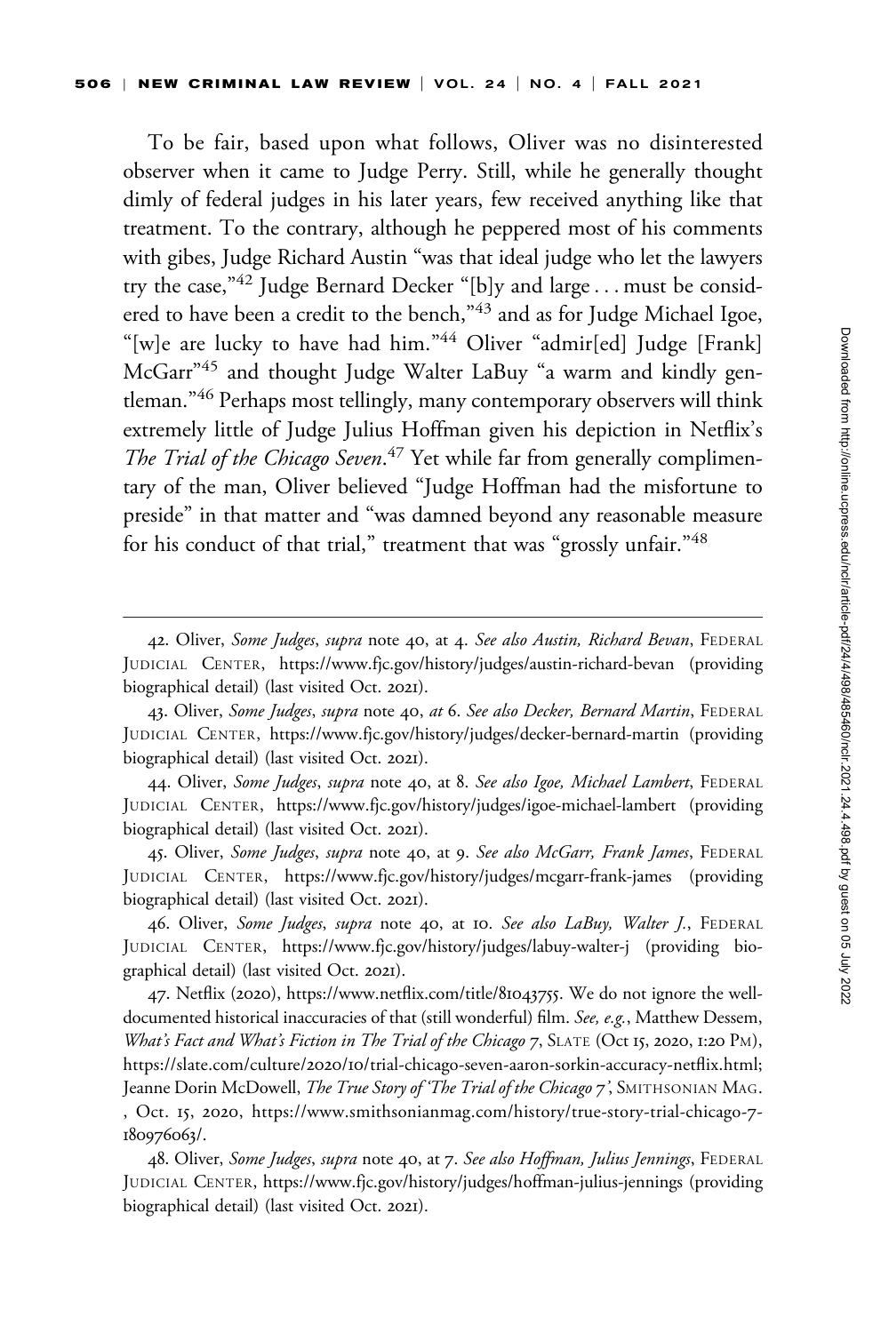To be fair, based upon what follows, Oliver was no disinterested observer when it came to Judge Perry. Still, while he generally thought dimly of federal judges in his later years, few received anything like that treatment. To the contrary, although he peppered most of his comments with gibes, Judge Richard Austin "was that ideal judge who let the lawyers try the case,"[42] Judge Bernard Decker "[b]y and large . . . must be considered to have been a credit to the bench,"[43] and as for Judge Michael Igoe, "[w]e are lucky to have had him."[44] Oliver "admir[ed] Judge [Frank] McGarr"[45] and thought Judge Walter LaBuy "a warm and kindly gentleman."[46] Perhaps most tellingly, many contemporary observers will think extremely little of Judge Julius Hoffman given his depiction in Netflix's *The Trial of the Chicago Seven*.[47] Yet while far from generally complimentary of the man, Oliver believed "Judge Hoffman had the misfortune to preside" in that matter and "was damned beyond any reasonable measure for his conduct of that trial," treatment that was "grossly unfair."[48]

---

42. Oliver, *Some Judges*, *supra* note 40, at 4. *See also Austin, Richard Bevan*, FEDERAL JUDICIAL CENTER, https://www.fjc.gov/history/judges/austin-richard-bevan (providing biographical detail) (last visited Oct. 2021).

43. Oliver, *Some Judges*, *supra* note 40, *at* 6. *See also Decker, Bernard Martin*, FEDERAL JUDICIAL CENTER, https://www.fjc.gov/history/judges/decker-bernard-martin (providing biographical detail) (last visited Oct. 2021).

44. Oliver, *Some Judges*, *supra* note 40, at 8. *See also Igoe, Michael Lambert*, FEDERAL JUDICIAL CENTER, https://www.fjc.gov/history/judges/igoe-michael-lambert (providing biographical detail) (last visited Oct. 2021).

45. Oliver, *Some Judges*, *supra* note 40, at 9. *See also McGarr, Frank James*, FEDERAL JUDICIAL CENTER, https://www.fjc.gov/history/judges/mcgarr-frank-james (providing biographical detail) (last visited Oct. 2021).

46. Oliver, *Some Judges*, *supra* note 40, at 10. *See also LaBuy, Walter J.*, FEDERAL JUDICIAL CENTER, https://www.fjc.gov/history/judges/labuy-walter-j (providing biographical detail) (last visited Oct. 2021).

47. Netflix (2020), https://www.netflix.com/title/81043755. We do not ignore the well-documented historical inaccuracies of that (still wonderful) film. *See, e.g.*, Matthew Dessem, *What's Fact and What's Fiction in The Trial of the Chicago 7*, SLATE (Oct 15, 2020, 1:20 PM), https://slate.com/culture/2020/10/trial-chicago-seven-aaron-sorkin-accuracy-netflix.html; Jeanne Dorin McDowell, *The True Story of 'The Trial of the Chicago 7'*, SMITHSONIAN MAG. , Oct. 15, 2020, https://www.smithsonianmag.com/history/true-story-trial-chicago-7-180976063/.

48. Oliver, *Some Judges*, *supra* note 40, at 7. *See also Hoffman, Julius Jennings*, FEDERAL JUDICIAL CENTER, https://www.fjc.gov/history/judges/hoffman-julius-jennings (providing biographical detail) (last visited Oct. 2021).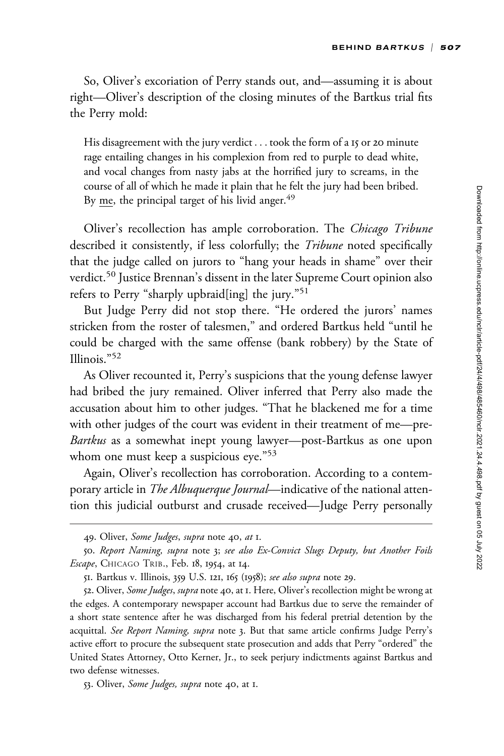So, Oliver's excoriation of Perry stands out, and—assuming it is about right—Oliver's description of the closing minutes of the Bartkus trial fits the Perry mold:

> His disagreement with the jury verdict . . . took the form of a 15 or 20 minute rage entailing changes in his complexion from red to purple to dead white, and vocal changes from nasty jabs at the horrified jury to screams, in the course of all of which he made it plain that he felt the jury had been bribed. By <u>me</u>, the principal target of his livid anger.[49]

Oliver's recollection has ample corroboration. The *Chicago Tribune* described it consistently, if less colorfully; the *Tribune* noted specifically that the judge called on jurors to "hang your heads in shame" over their verdict.[50] Justice Brennan's dissent in the later Supreme Court opinion also refers to Perry "sharply upbraid[ing] the jury."[51]

But Judge Perry did not stop there. "He ordered the jurors' names stricken from the roster of talesmen," and ordered Bartkus held "until he could be charged with the same offense (bank robbery) by the State of Illinois."[52]

As Oliver recounted it, Perry's suspicions that the young defense lawyer had bribed the jury remained. Oliver inferred that Perry also made the accusation about him to other judges. "That he blackened me for a time with other judges of the court was evident in their treatment of me—pre-*Bartkus* as a somewhat inept young lawyer—post-Bartkus as one upon whom one must keep a suspicious eye."[53]

Again, Oliver's recollection has corroboration. According to a contemporary article in *The Albuquerque Journal*—indicative of the national attention this judicial outburst and crusade received—Judge Perry personally

---

49. Oliver, *Some Judges*, *supra* note 40, *at* 1.

50. *Report Naming*, *supra* note 3; *see also Ex-Convict Slugs Deputy, but Another Foils Escape*, CHICAGO TRIB., Feb. 18, 1954, at 14.

51. Bartkus v. Illinois, 359 U.S. 121, 165 (1958); *see also supra* note 29.

52. Oliver, *Some Judges*, *supra* note 40, at 1. Here, Oliver's recollection might be wrong at the edges. A contemporary newspaper account had Bartkus due to serve the remainder of a short state sentence after he was discharged from his federal pretrial detention by the acquittal. *See Report Naming*, *supra* note 3. But that same article confirms Judge Perry's active effort to procure the subsequent state prosecution and adds that Perry "ordered" the United States Attorney, Otto Kerner, Jr., to seek perjury indictments against Bartkus and two defense witnesses.

53. Oliver, *Some Judges, supra* note 40, at 1.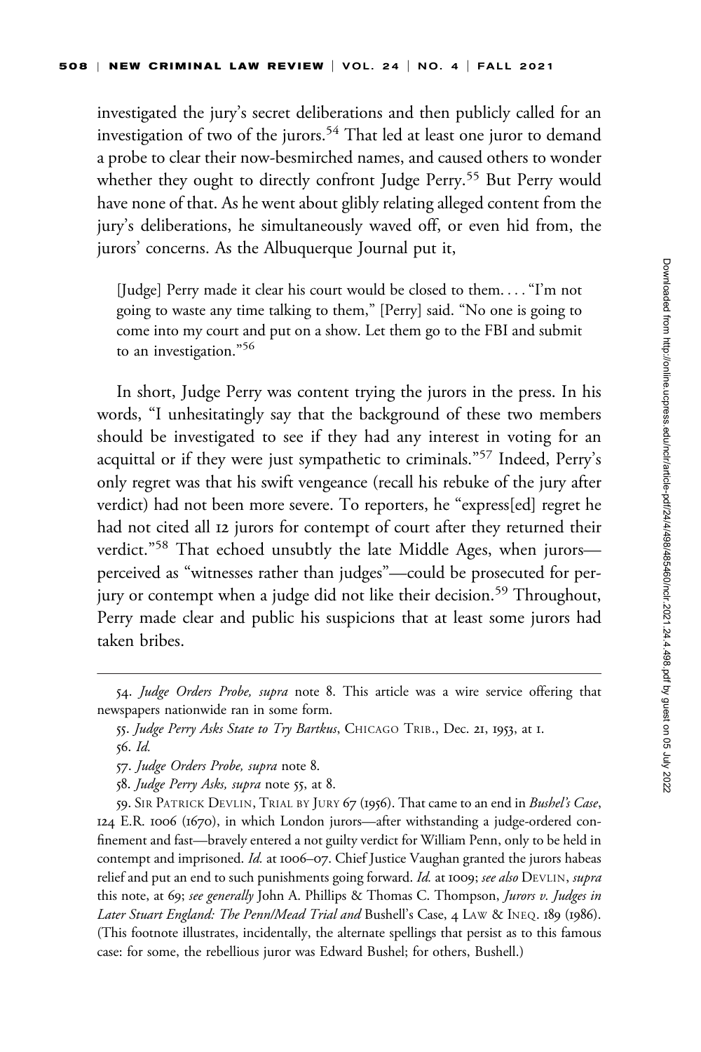investigated the jury's secret deliberations and then publicly called for an investigation of two of the jurors.[54] That led at least one juror to demand a probe to clear their now-besmirched names, and caused others to wonder whether they ought to directly confront Judge Perry.[55] But Perry would have none of that. As he went about glibly relating alleged content from the jury's deliberations, he simultaneously waved off, or even hid from, the jurors' concerns. As the Albuquerque Journal put it,

> [Judge] Perry made it clear his court would be closed to them. . . . "I'm not going to waste any time talking to them," [Perry] said. "No one is going to come into my court and put on a show. Let them go to the FBI and submit to an investigation."[56]

In short, Judge Perry was content trying the jurors in the press. In his words, "I unhesitatingly say that the background of these two members should be investigated to see if they had any interest in voting for an acquittal or if they were just sympathetic to criminals."[57] Indeed, Perry's only regret was that his swift vengeance (recall his rebuke of the jury after verdict) had not been more severe. To reporters, he "express[ed] regret he had not cited all 12 jurors for contempt of court after they returned their verdict."[58] That echoed unsubtly the late Middle Ages, when jurors—perceived as "witnesses rather than judges"—could be prosecuted for perjury or contempt when a judge did not like their decision.[59] Throughout, Perry made clear and public his suspicions that at least some jurors had taken bribes.

---

54. *Judge Orders Probe, supra* note 8. This article was a wire service offering that newspapers nationwide ran in some form.

55. *Judge Perry Asks State to Try Bartkus*, CHICAGO TRIB., Dec. 21, 1953, at 1.

56. *Id.*

57. *Judge Orders Probe, supra* note 8.

58. *Judge Perry Asks, supra* note 55, at 8.

59. SIR PATRICK DEVLIN, TRIAL BY JURY 67 (1956). That came to an end in *Bushel's Case*, 124 E.R. 1006 (1670), in which London jurors—after withstanding a judge-ordered confinement and fast—bravely entered a not guilty verdict for William Penn, only to be held in contempt and imprisoned. *Id.* at 1006–07. Chief Justice Vaughan granted the jurors habeas relief and put an end to such punishments going forward. *Id.* at 1009; *see also* DEVLIN, *supra* this note, at 69; *see generally* John A. Phillips & Thomas C. Thompson, *Jurors v. Judges in Later Stuart England: The Penn/Mead Trial and* Bushell's Case, 4 LAW & INEQ. 189 (1986). (This footnote illustrates, incidentally, the alternate spellings that persist as to this famous case: for some, the rebellious juror was Edward Bushel; for others, Bushell.)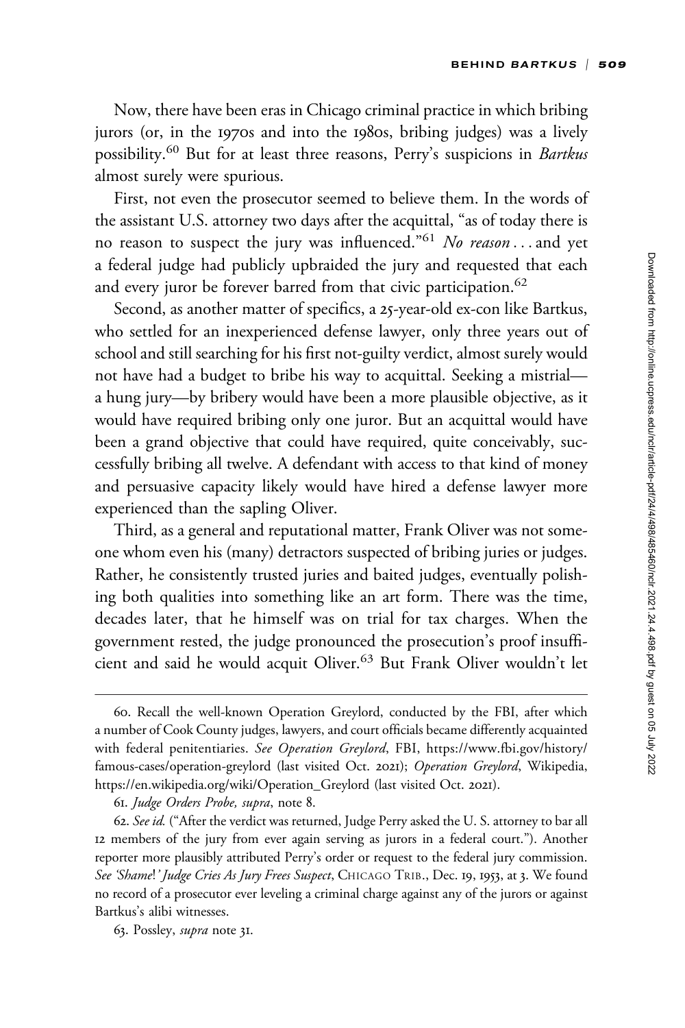Now, there have been eras in Chicago criminal practice in which bribing jurors (or, in the 1970s and into the 1980s, bribing judges) was a lively possibility.[60] But for at least three reasons, Perry's suspicions in *Bartkus* almost surely were spurious.

First, not even the prosecutor seemed to believe them. In the words of the assistant U.S. attorney two days after the acquittal, "as of today there is no reason to suspect the jury was influenced."[61] *No reason* . . . and yet a federal judge had publicly upbraided the jury and requested that each and every juror be forever barred from that civic participation.[62]

Second, as another matter of specifics, a 25-year-old ex-con like Bartkus, who settled for an inexperienced defense lawyer, only three years out of school and still searching for his first not-guilty verdict, almost surely would not have had a budget to bribe his way to acquittal. Seeking a mistrial—a hung jury—by bribery would have been a more plausible objective, as it would have required bribing only one juror. But an acquittal would have been a grand objective that could have required, quite conceivably, successfully bribing all twelve. A defendant with access to that kind of money and persuasive capacity likely would have hired a defense lawyer more experienced than the sapling Oliver.

Third, as a general and reputational matter, Frank Oliver was not someone whom even his (many) detractors suspected of bribing juries or judges. Rather, he consistently trusted juries and baited judges, eventually polishing both qualities into something like an art form. There was the time, decades later, that he himself was on trial for tax charges. When the government rested, the judge pronounced the prosecution's proof insufficient and said he would acquit Oliver.[63] But Frank Oliver wouldn't let

---

60. Recall the well-known Operation Greylord, conducted by the FBI, after which a number of Cook County judges, lawyers, and court officials became differently acquainted with federal penitentiaries. *See Operation Greylord*, FBI, https://www.fbi.gov/history/famous-cases/operation-greylord (last visited Oct. 2021); *Operation Greylord*, Wikipedia, https://en.wikipedia.org/wiki/Operation_Greylord (last visited Oct. 2021).

61. *Judge Orders Probe*, *supra*, note 8.

62. *See id.* ("After the verdict was returned, Judge Perry asked the U. S. attorney to bar all 12 members of the jury from ever again serving as jurors in a federal court."). Another reporter more plausibly attributed Perry's order or request to the federal jury commission. *See 'Shame!' Judge Cries As Jury Frees Suspect*, CHICAGO TRIB., Dec. 19, 1953, at 3. We found no record of a prosecutor ever leveling a criminal charge against any of the jurors or against Bartkus's alibi witnesses.

63. Possley, *supra* note 31.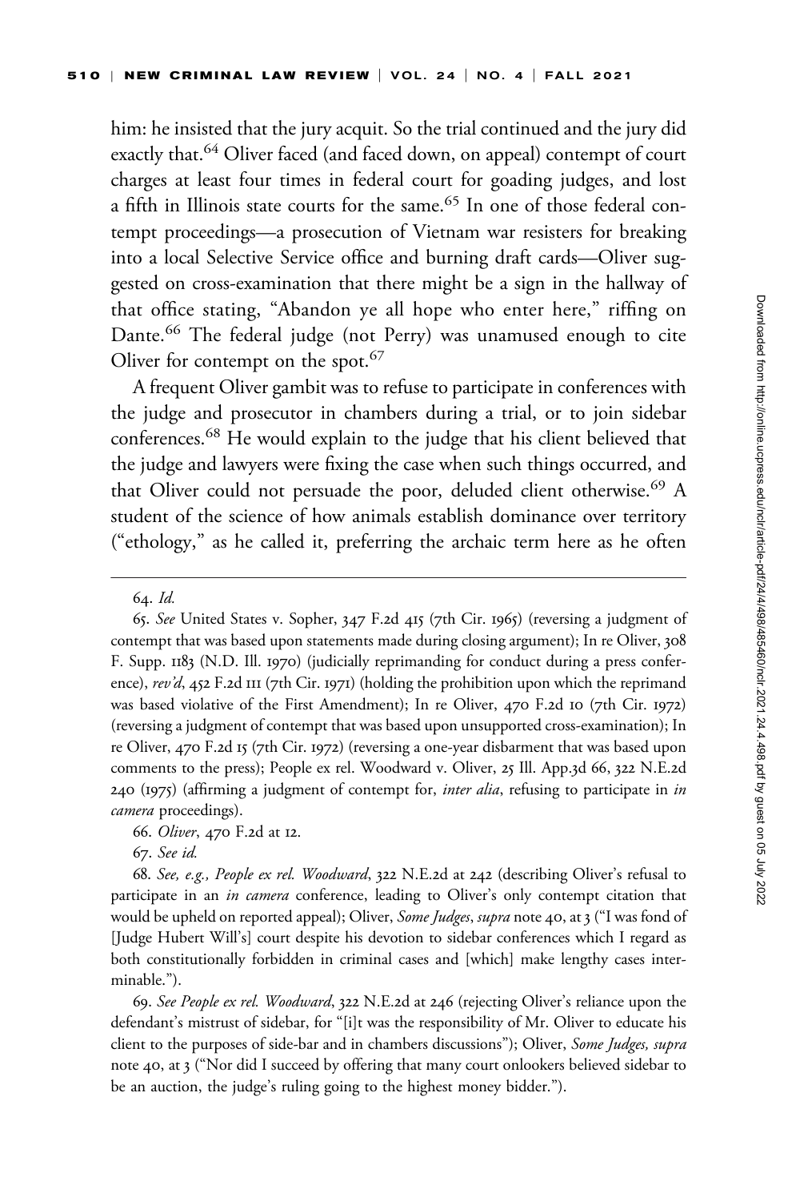him: he insisted that the jury acquit. So the trial continued and the jury did exactly that.[64] Oliver faced (and faced down, on appeal) contempt of court charges at least four times in federal court for goading judges, and lost a fifth in Illinois state courts for the same.[65] In one of those federal contempt proceedings—a prosecution of Vietnam war resisters for breaking into a local Selective Service office and burning draft cards—Oliver suggested on cross-examination that there might be a sign in the hallway of that office stating, "Abandon ye all hope who enter here," riffing on Dante.[66] The federal judge (not Perry) was unamused enough to cite Oliver for contempt on the spot.[67]

A frequent Oliver gambit was to refuse to participate in conferences with the judge and prosecutor in chambers during a trial, or to join sidebar conferences.[68] He would explain to the judge that his client believed that the judge and lawyers were fixing the case when such things occurred, and that Oliver could not persuade the poor, deluded client otherwise.[69] A student of the science of how animals establish dominance over territory ("ethology," as he called it, preferring the archaic term here as he often

---

64. *Id.*

65. *See* United States v. Sopher, 347 F.2d 415 (7th Cir. 1965) (reversing a judgment of contempt that was based upon statements made during closing argument); In re Oliver, 308 F. Supp. 1183 (N.D. Ill. 1970) (judicially reprimanding for conduct during a press conference), *rev'd*, 452 F.2d 111 (7th Cir. 1971) (holding the prohibition upon which the reprimand was based violative of the First Amendment); In re Oliver, 470 F.2d 10 (7th Cir. 1972) (reversing a judgment of contempt that was based upon unsupported cross-examination); In re Oliver, 470 F.2d 15 (7th Cir. 1972) (reversing a one-year disbarment that was based upon comments to the press); People ex rel. Woodward v. Oliver, 25 Ill. App.3d 66, 322 N.E.2d 240 (1975) (affirming a judgment of contempt for, *inter alia*, refusing to participate in *in camera* proceedings).

66. *Oliver*, 470 F.2d at 12.

67. *See id.*

68. *See, e.g., People ex rel. Woodward*, 322 N.E.2d at 242 (describing Oliver's refusal to participate in an *in camera* conference, leading to Oliver's only contempt citation that would be upheld on reported appeal); Oliver, *Some Judges*, *supra* note 40, at 3 ("I was fond of [Judge Hubert Will's] court despite his devotion to sidebar conferences which I regard as both constitutionally forbidden in criminal cases and [which] make lengthy cases interminable.").

69. *See People ex rel. Woodward*, 322 N.E.2d at 246 (rejecting Oliver's reliance upon the defendant's mistrust of sidebar, for "[i]t was the responsibility of Mr. Oliver to educate his client to the purposes of side-bar and in chambers discussions"); Oliver, *Some Judges, supra* note 40, at 3 ("Nor did I succeed by offering that many court onlookers believed sidebar to be an auction, the judge's ruling going to the highest money bidder.").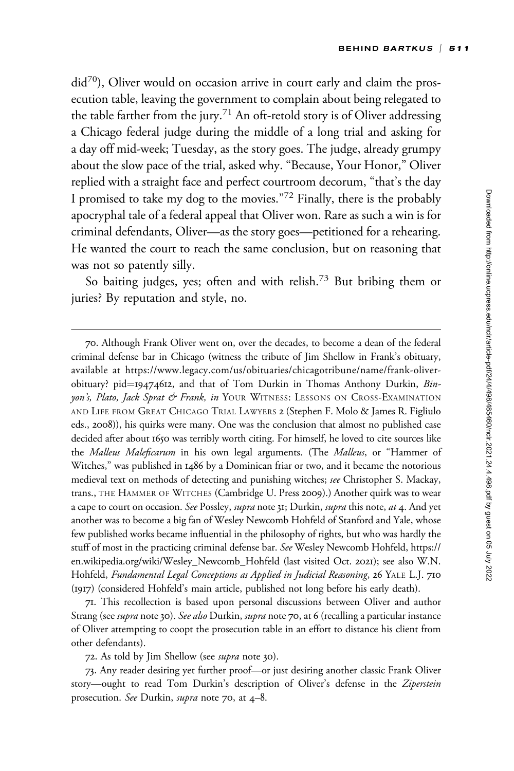did[70]), Oliver would on occasion arrive in court early and claim the prosecution table, leaving the government to complain about being relegated to the table farther from the jury.[71] An oft-retold story is of Oliver addressing a Chicago federal judge during the middle of a long trial and asking for a day off mid-week; Tuesday, as the story goes. The judge, already grumpy about the slow pace of the trial, asked why. "Because, Your Honor," Oliver replied with a straight face and perfect courtroom decorum, "that's the day I promised to take my dog to the movies."[72] Finally, there is the probably apocryphal tale of a federal appeal that Oliver won. Rare as such a win is for criminal defendants, Oliver—as the story goes—petitioned for a rehearing. He wanted the court to reach the same conclusion, but on reasoning that was not so patently silly.

So baiting judges, yes; often and with relish.[73] But bribing them or juries? By reputation and style, no.

---

70. Although Frank Oliver went on, over the decades, to become a dean of the federal criminal defense bar in Chicago (witness the tribute of Jim Shellow in Frank's obituary, available at https://www.legacy.com/us/obituaries/chicagotribune/name/frank-oliver-obituary? pid=19474612, and that of Tom Durkin in Thomas Anthony Durkin, *Binyon's, Plato, Jack Sprat & Frank*, *in* YOUR WITNESS: LESSONS ON CROSS-EXAMINATION AND LIFE FROM GREAT CHICAGO TRIAL LAWYERS 2 (Stephen F. Molo & James R. Figliulo eds., 2008)), his quirks were many. One was the conclusion that almost no published case decided after about 1650 was terribly worth citing. For himself, he loved to cite sources like the *Malleus Maleficarum* in his own legal arguments. (The *Malleus*, or "Hammer of Witches," was published in 1486 by a Dominican friar or two, and it became the notorious medieval text on methods of detecting and punishing witches; *see* Christopher S. Mackay, trans., THE HAMMER OF WITCHES (Cambridge U. Press 2009).) Another quirk was to wear a cape to court on occasion. *See* Possley, *supra* note 31; Durkin, *supra* this note, *at* 4. And yet another was to become a big fan of Wesley Newcomb Hohfeld of Stanford and Yale, whose few published works became influential in the philosophy of rights, but who was hardly the stuff of most in the practicing criminal defense bar. *See* Wesley Newcomb Hohfeld, https://en.wikipedia.org/wiki/Wesley_Newcomb_Hohfeld (last visited Oct. 2021); see also W.N. Hohfeld, *Fundamental Legal Conceptions as Applied in Judicial Reasoning*, 26 YALE L.J. 710 (1917) (considered Hohfeld's main article, published not long before his early death).

71. This recollection is based upon personal discussions between Oliver and author Strang (see *supra* note 30). *See also* Durkin, *supra* note 70, at 6 (recalling a particular instance of Oliver attempting to coopt the prosecution table in an effort to distance his client from other defendants).

72. As told by Jim Shellow (see *supra* note 30).

73. Any reader desiring yet further proof—or just desiring another classic Frank Oliver story—ought to read Tom Durkin's description of Oliver's defense in the *Ziperstein* prosecution. *See* Durkin, *supra* note 70, at 4–8.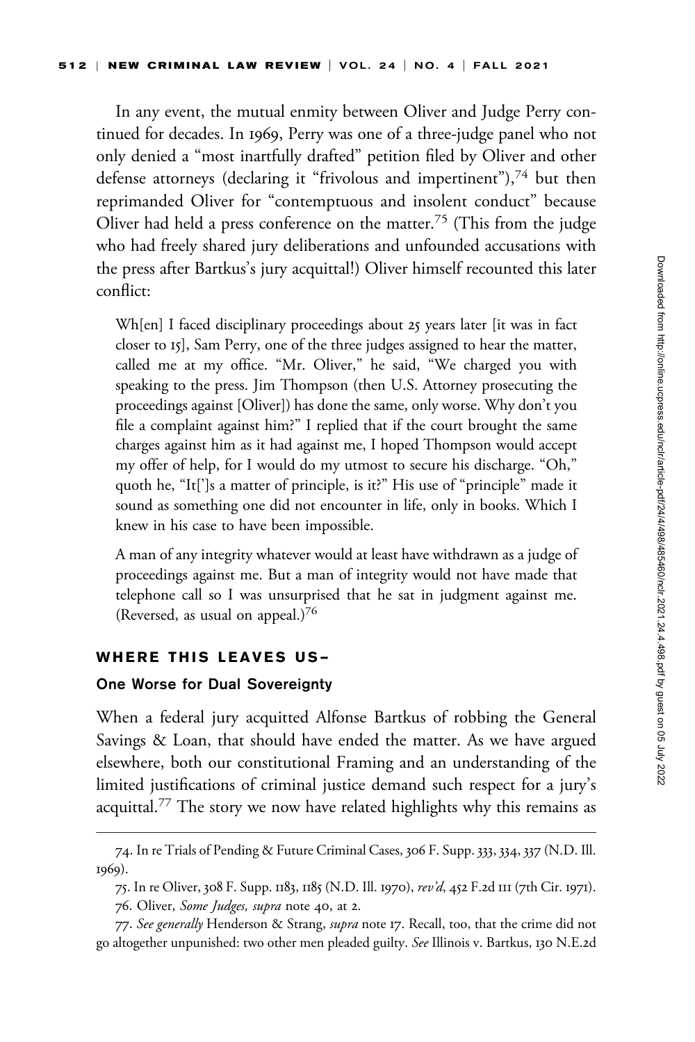In any event, the mutual enmity between Oliver and Judge Perry continued for decades. In 1969, Perry was one of a three-judge panel who not only denied a "most inartfully drafted" petition filed by Oliver and other defense attorneys (declaring it "frivolous and impertinent"),[74] but then reprimanded Oliver for "contemptuous and insolent conduct" because Oliver had held a press conference on the matter.[75] (This from the judge who had freely shared jury deliberations and unfounded accusations with the press after Bartkus's jury acquittal!) Oliver himself recounted this later conflict:

> Wh[en] I faced disciplinary proceedings about 25 years later [it was in fact closer to 15], Sam Perry, one of the three judges assigned to hear the matter, called me at my office. "Mr. Oliver," he said, "We charged you with speaking to the press. Jim Thompson (then U.S. Attorney prosecuting the proceedings against [Oliver]) has done the same, only worse. Why don't you file a complaint against him?" I replied that if the court brought the same charges against him as it had against me, I hoped Thompson would accept my offer of help, for I would do my utmost to secure his discharge. "Oh," quoth he, "It[']s a matter of principle, is it?" His use of "principle" made it sound as something one did not encounter in life, only in books. Which I knew in his case to have been impossible.
>
> A man of any integrity whatever would at least have withdrawn as a judge of proceedings against me. But a man of integrity would not have made that telephone call so I was unsurprised that he sat in judgment against me. (Reversed, as usual on appeal.)[76]

## WHERE THIS LEAVES US–

### One Worse for Dual Sovereignty

When a federal jury acquitted Alfonse Bartkus of robbing the General Savings & Loan, that should have ended the matter. As we have argued elsewhere, both our constitutional Framing and an understanding of the limited justifications of criminal justice demand such respect for a jury's acquittal.[77] The story we now have related highlights why this remains as

---

74. In re Trials of Pending & Future Criminal Cases, 306 F. Supp. 333, 334, 337 (N.D. Ill. 1969).

75. In re Oliver, 308 F. Supp. 1183, 1185 (N.D. Ill. 1970), *rev'd*, 452 F.2d 111 (7th Cir. 1971).

76. Oliver, *Some Judges*, *supra* note 40, at 2.

77. *See generally* Henderson & Strang, *supra* note 17. Recall, too, that the crime did not go altogether unpunished: two other men pleaded guilty. *See* Illinois v. Bartkus, 130 N.E.2d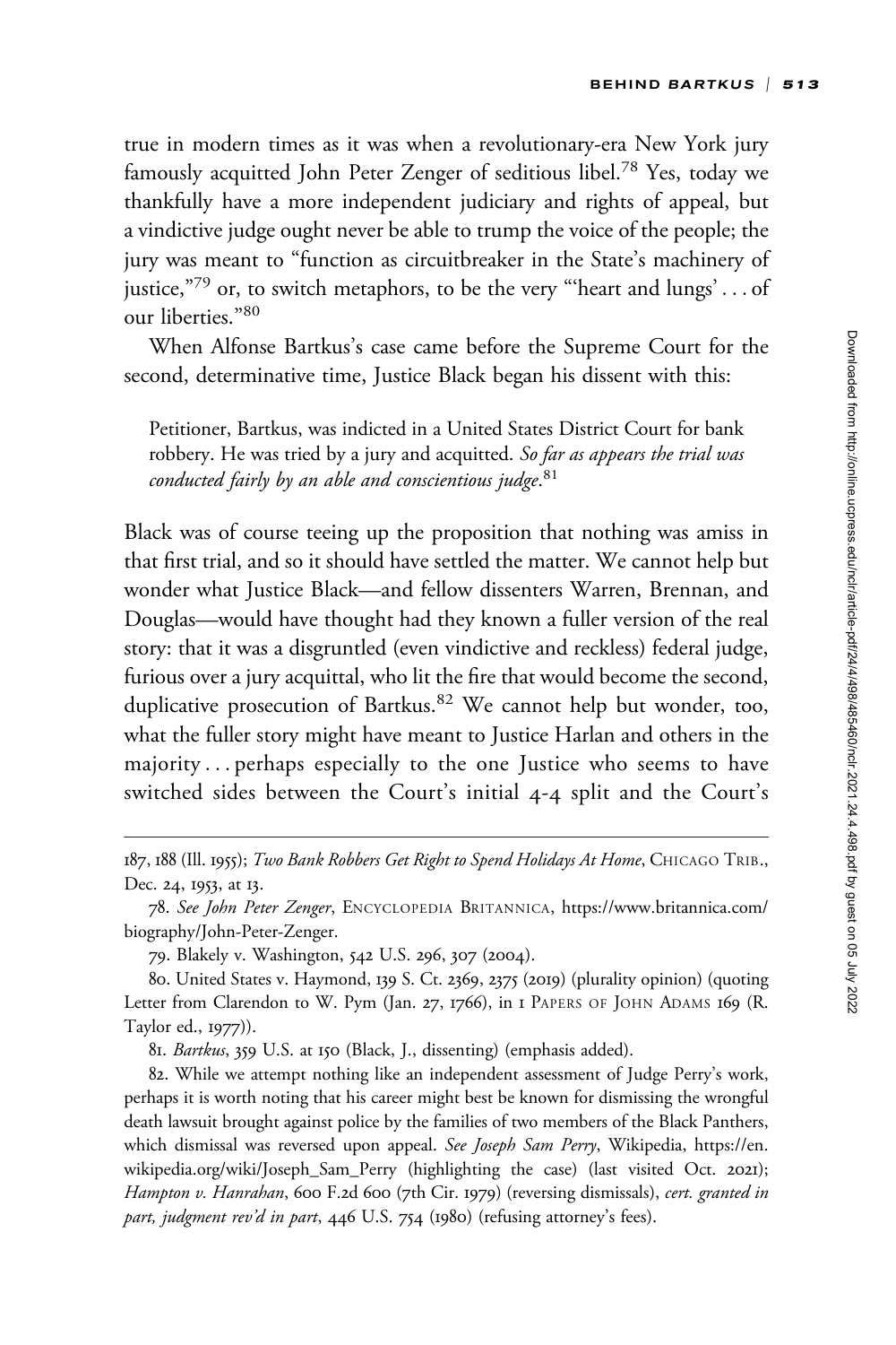true in modern times as it was when a revolutionary-era New York jury famously acquitted John Peter Zenger of seditious libel.[78] Yes, today we thankfully have a more independent judiciary and rights of appeal, but a vindictive judge ought never be able to trump the voice of the people; the jury was meant to "function as circuitbreaker in the State's machinery of justice,"[79] or, to switch metaphors, to be the very "'heart and lungs' . . . of our liberties."[80]

When Alfonse Bartkus's case came before the Supreme Court for the second, determinative time, Justice Black began his dissent with this:

> Petitioner, Bartkus, was indicted in a United States District Court for bank robbery. He was tried by a jury and acquitted. *So far as appears the trial was conducted fairly by an able and conscientious judge.*[81]

Black was of course teeing up the proposition that nothing was amiss in that first trial, and so it should have settled the matter. We cannot help but wonder what Justice Black—and fellow dissenters Warren, Brennan, and Douglas—would have thought had they known a fuller version of the real story: that it was a disgruntled (even vindictive and reckless) federal judge, furious over a jury acquittal, who lit the fire that would become the second, duplicative prosecution of Bartkus.[82] We cannot help but wonder, too, what the fuller story might have meant to Justice Harlan and others in the majority . . . perhaps especially to the one Justice who seems to have switched sides between the Court's initial 4-4 split and the Court's

---

187, 188 (Ill. 1955); *Two Bank Robbers Get Right to Spend Holidays At Home*, CHICAGO TRIB., Dec. 24, 1953, at 13.

78. *See John Peter Zenger*, ENCYCLOPEDIA BRITANNICA, https://www.britannica.com/biography/John-Peter-Zenger.

79. Blakely v. Washington, 542 U.S. 296, 307 (2004).

80. United States v. Haymond, 139 S. Ct. 2369, 2375 (2019) (plurality opinion) (quoting Letter from Clarendon to W. Pym (Jan. 27, 1766), in 1 PAPERS OF JOHN ADAMS 169 (R. Taylor ed., 1977)).

81. *Bartkus*, 359 U.S. at 150 (Black, J., dissenting) (emphasis added).

82. While we attempt nothing like an independent assessment of Judge Perry's work, perhaps it is worth noting that his career might best be known for dismissing the wrongful death lawsuit brought against police by the families of two members of the Black Panthers, which dismissal was reversed upon appeal. *See Joseph Sam Perry*, Wikipedia, https://en.wikipedia.org/wiki/Joseph_Sam_Perry (highlighting the case) (last visited Oct. 2021); *Hampton v. Hanrahan*, 600 F.2d 600 (7th Cir. 1979) (reversing dismissals), *cert. granted in part, judgment rev'd in part*, 446 U.S. 754 (1980) (refusing attorney's fees).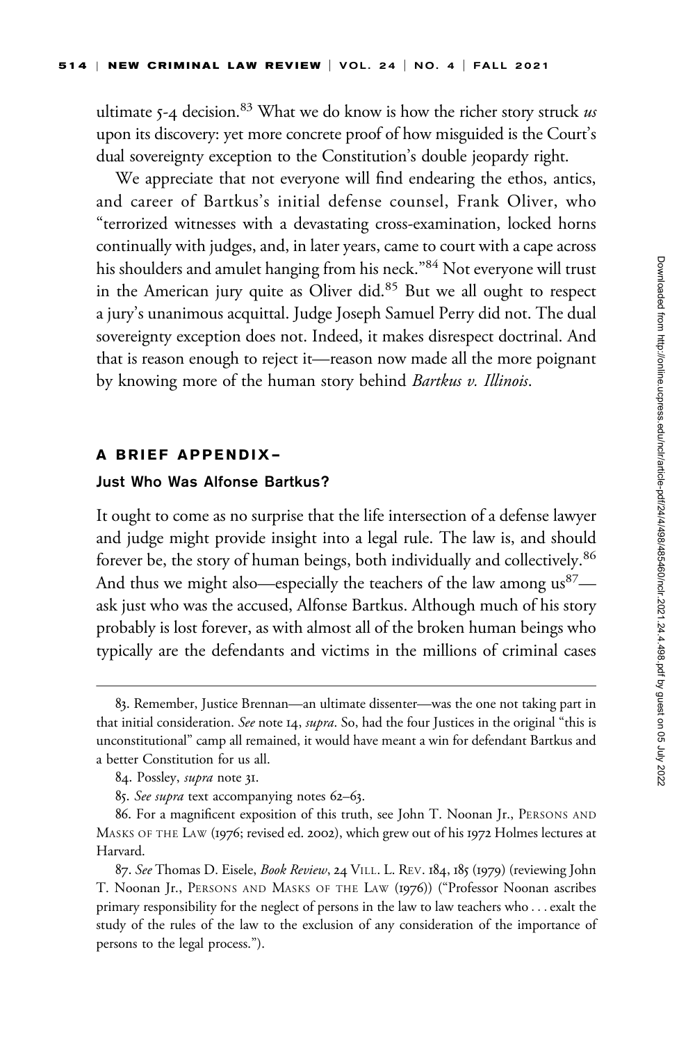ultimate 5-4 decision.[83] What we do know is how the richer story struck *us* upon its discovery: yet more concrete proof of how misguided is the Court's dual sovereignty exception to the Constitution's double jeopardy right.

We appreciate that not everyone will find endearing the ethos, antics, and career of Bartkus's initial defense counsel, Frank Oliver, who "terrorized witnesses with a devastating cross-examination, locked horns continually with judges, and, in later years, came to court with a cape across his shoulders and amulet hanging from his neck."[84] Not everyone will trust in the American jury quite as Oliver did.[85] But we all ought to respect a jury's unanimous acquittal. Judge Joseph Samuel Perry did not. The dual sovereignty exception does not. Indeed, it makes disrespect doctrinal. And that is reason enough to reject it—reason now made all the more poignant by knowing more of the human story behind *Bartkus v. Illinois*.

## A BRIEF APPENDIX–

### Just Who Was Alfonse Bartkus?

It ought to come as no surprise that the life intersection of a defense lawyer and judge might provide insight into a legal rule. The law is, and should forever be, the story of human beings, both individually and collectively.[86] And thus we might also—especially the teachers of the law among us[87]—ask just who was the accused, Alfonse Bartkus. Although much of his story probably is lost forever, as with almost all of the broken human beings who typically are the defendants and victims in the millions of criminal cases

---

83. Remember, Justice Brennan—an ultimate dissenter—was the one not taking part in that initial consideration. *See* note 14, *supra*. So, had the four Justices in the original "this is unconstitutional" camp all remained, it would have meant a win for defendant Bartkus and a better Constitution for us all.

84. Possley, *supra* note 31.

85. *See supra* text accompanying notes 62–63.

86. For a magnificent exposition of this truth, see John T. Noonan Jr., PERSONS AND MASKS OF THE LAW (1976; revised ed. 2002), which grew out of his 1972 Holmes lectures at Harvard.

87. *See* Thomas D. Eisele, *Book Review*, 24 VILL. L. REV. 184, 185 (1979) (reviewing John T. Noonan Jr., PERSONS AND MASKS OF THE LAW (1976)) ("Professor Noonan ascribes primary responsibility for the neglect of persons in the law to law teachers who . . . exalt the study of the rules of the law to the exclusion of any consideration of the importance of persons to the legal process.").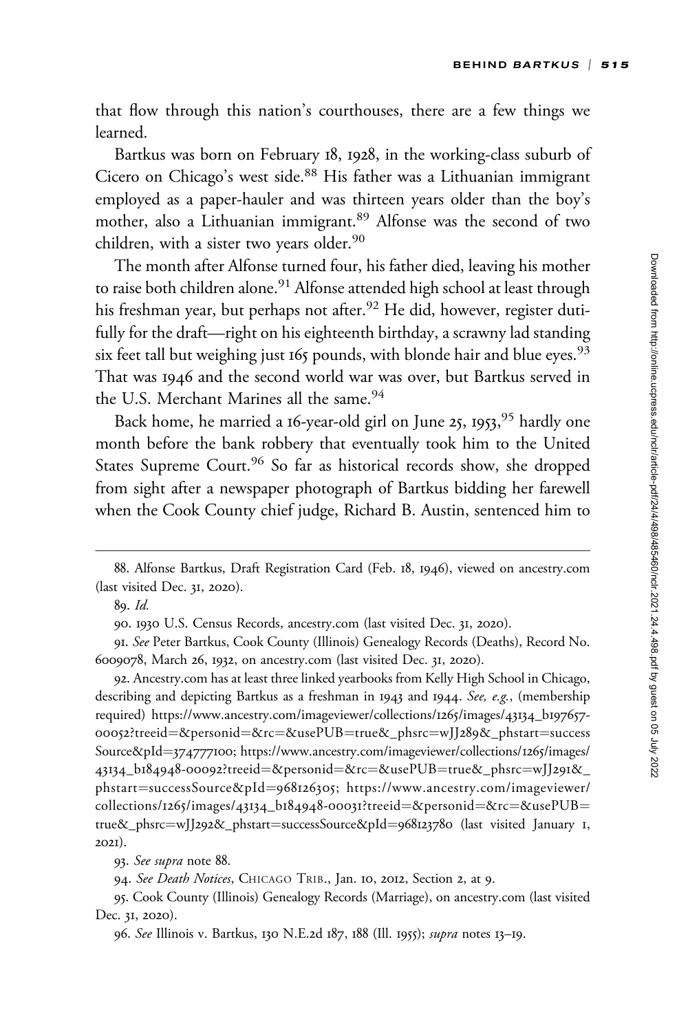that flow through this nation's courthouses, there are a few things we learned.

Bartkus was born on February 18, 1928, in the working-class suburb of Cicero on Chicago's west side.[88] His father was a Lithuanian immigrant employed as a paper-hauler and was thirteen years older than the boy's mother, also a Lithuanian immigrant.[89] Alfonse was the second of two children, with a sister two years older.[90]

The month after Alfonse turned four, his father died, leaving his mother to raise both children alone.[91] Alfonse attended high school at least through his freshman year, but perhaps not after.[92] He did, however, register dutifully for the draft—right on his eighteenth birthday, a scrawny lad standing six feet tall but weighing just 165 pounds, with blonde hair and blue eyes.[93] That was 1946 and the second world war was over, but Bartkus served in the U.S. Merchant Marines all the same.[94]

Back home, he married a 16-year-old girl on June 25, 1953,[95] hardly one month before the bank robbery that eventually took him to the United States Supreme Court.[96] So far as historical records show, she dropped from sight after a newspaper photograph of Bartkus bidding her farewell when the Cook County chief judge, Richard B. Austin, sentenced him to

---

88. Alfonse Bartkus, Draft Registration Card (Feb. 18, 1946), viewed on ancestry.com (last visited Dec. 31, 2020).

89. *Id.*

90. 1930 U.S. Census Records, ancestry.com (last visited Dec. 31, 2020).

91. *See* Peter Bartkus, Cook County (Illinois) Genealogy Records (Deaths), Record No. 6009078, March 26, 1932, on ancestry.com (last visited Dec. 31, 2020).

92. Ancestry.com has at least three linked yearbooks from Kelly High School in Chicago, describing and depicting Bartkus as a freshman in 1943 and 1944. *See, e.g.*, (membership required) https://www.ancestry.com/imageviewer/collections/1265/images/43134_b197657-00052?treeid=&personid=&rc=&usePUB=true&_phsrc=wJJ289&_phstart=successSource&pId=374777100; https://www.ancestry.com/imageviewer/collections/1265/images/43134_b184948-00092?treeid=&personid=&rc=&usePUB=true&_phsrc=wJJ291&_phstart=successSource&pId=968126305; https://www.ancestry.com/imageviewer/collections/1265/images/43134_b184948-00031?treeid=&personid=&rc=&usePUB=true&_phsrc=wJJ292&_phstart=successSource&pId=968123780 (last visited January 1, 2021).

93. *See supra* note 88.

94. *See Death Notices*, CHICAGO TRIB., Jan. 10, 2012, Section 2, at 9.

95. Cook County (Illinois) Genealogy Records (Marriage), on ancestry.com (last visited Dec. 31, 2020).

96. *See* Illinois v. Bartkus, 130 N.E.2d 187, 188 (Ill. 1955); *supra* notes 13–19.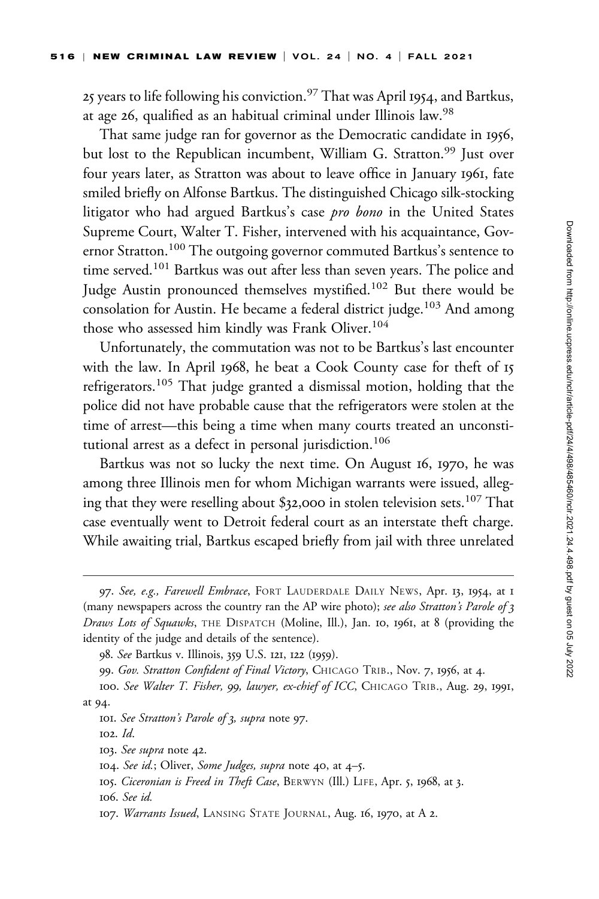25 years to life following his conviction.[97] That was April 1954, and Bartkus, at age 26, qualified as an habitual criminal under Illinois law.[98]

That same judge ran for governor as the Democratic candidate in 1956, but lost to the Republican incumbent, William G. Stratton.[99] Just over four years later, as Stratton was about to leave office in January 1961, fate smiled briefly on Alfonse Bartkus. The distinguished Chicago silk-stocking litigator who had argued Bartkus's case *pro bono* in the United States Supreme Court, Walter T. Fisher, intervened with his acquaintance, Governor Stratton.[100] The outgoing governor commuted Bartkus's sentence to time served.[101] Bartkus was out after less than seven years. The police and Judge Austin pronounced themselves mystified.[102] But there would be consolation for Austin. He became a federal district judge.[103] And among those who assessed him kindly was Frank Oliver.[104]

Unfortunately, the commutation was not to be Bartkus's last encounter with the law. In April 1968, he beat a Cook County case for theft of 15 refrigerators.[105] That judge granted a dismissal motion, holding that the police did not have probable cause that the refrigerators were stolen at the time of arrest—this being a time when many courts treated an unconstitutional arrest as a defect in personal jurisdiction.[106]

Bartkus was not so lucky the next time. On August 16, 1970, he was among three Illinois men for whom Michigan warrants were issued, alleging that they were reselling about $32,000 in stolen television sets.[107] That case eventually went to Detroit federal court as an interstate theft charge. While awaiting trial, Bartkus escaped briefly from jail with three unrelated

---

97. *See, e.g., Farewell Embrace*, Fort Lauderdale Daily News, Apr. 13, 1954, at 1 (many newspapers across the country ran the AP wire photo); *see also Stratton's Parole of 3 Draws Lots of Squawks*, The Dispatch (Moline, Ill.), Jan. 10, 1961, at 8 (providing the identity of the judge and details of the sentence).

98. *See* Bartkus v. Illinois, 359 U.S. 121, 122 (1959).

99. *Gov. Stratton Confident of Final Victory*, Chicago Trib., Nov. 7, 1956, at 4.

100. *See Walter T. Fisher, 99, lawyer, ex-chief of ICC*, Chicago Trib., Aug. 29, 1991, at 94.

101. *See Stratton's Parole of 3*, *supra* note 97.

102. *Id.*

103. *See supra* note 42.

104. *See id.*; Oliver, *Some Judges*, *supra* note 40, at 4–5.

105. *Ciceronian is Freed in Theft Case*, Berwyn (Ill.) Life, Apr. 5, 1968, at 3.

106. *See id.*

107. *Warrants Issued*, Lansing State Journal, Aug. 16, 1970, at A 2.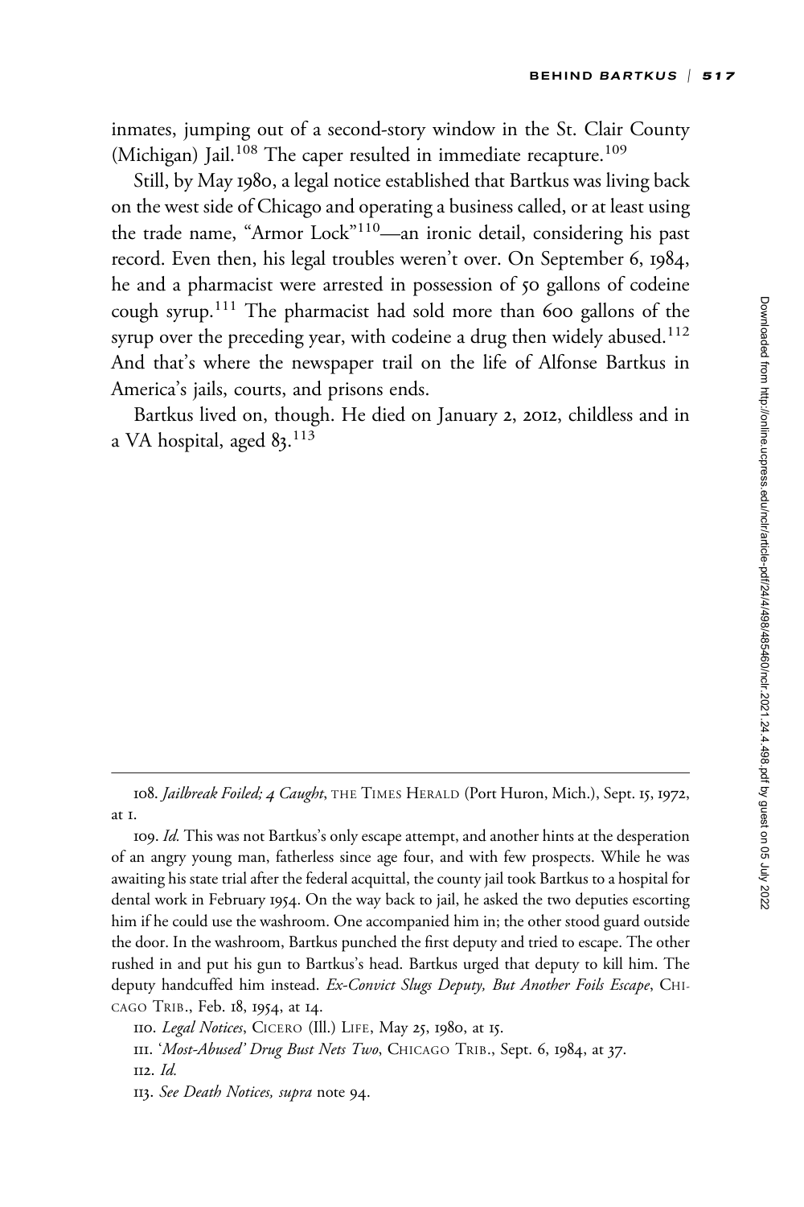inmates, jumping out of a second-story window in the St. Clair County (Michigan) Jail.[108] The caper resulted in immediate recapture.[109]

Still, by May 1980, a legal notice established that Bartkus was living back on the west side of Chicago and operating a business called, or at least using the trade name, "Armor Lock"[110]—an ironic detail, considering his past record. Even then, his legal troubles weren't over. On September 6, 1984, he and a pharmacist were arrested in possession of 50 gallons of codeine cough syrup.[111] The pharmacist had sold more than 600 gallons of the syrup over the preceding year, with codeine a drug then widely abused.[112] And that's where the newspaper trail on the life of Alfonse Bartkus in America's jails, courts, and prisons ends.

Bartkus lived on, though. He died on January 2, 2012, childless and in a VA hospital, aged 83.[113]

---

108. *Jailbreak Foiled; 4 Caught*, THE TIMES HERALD (Port Huron, Mich.), Sept. 15, 1972, at 1.

109. *Id.* This was not Bartkus's only escape attempt, and another hints at the desperation of an angry young man, fatherless since age four, and with few prospects. While he was awaiting his state trial after the federal acquittal, the county jail took Bartkus to a hospital for dental work in February 1954. On the way back to jail, he asked the two deputies escorting him if he could use the washroom. One accompanied him in; the other stood guard outside the door. In the washroom, Bartkus punched the first deputy and tried to escape. The other rushed in and put his gun to Bartkus's head. Bartkus urged that deputy to kill him. The deputy handcuffed him instead. *Ex-Convict Slugs Deputy, But Another Foils Escape*, CHICAGO TRIB., Feb. 18, 1954, at 14.

110. *Legal Notices*, CICERO (Ill.) LIFE, May 25, 1980, at 15.

111. *'Most-Abused' Drug Bust Nets Two*, CHICAGO TRIB., Sept. 6, 1984, at 37.

112. *Id.*

113. *See Death Notices, supra* note 94.